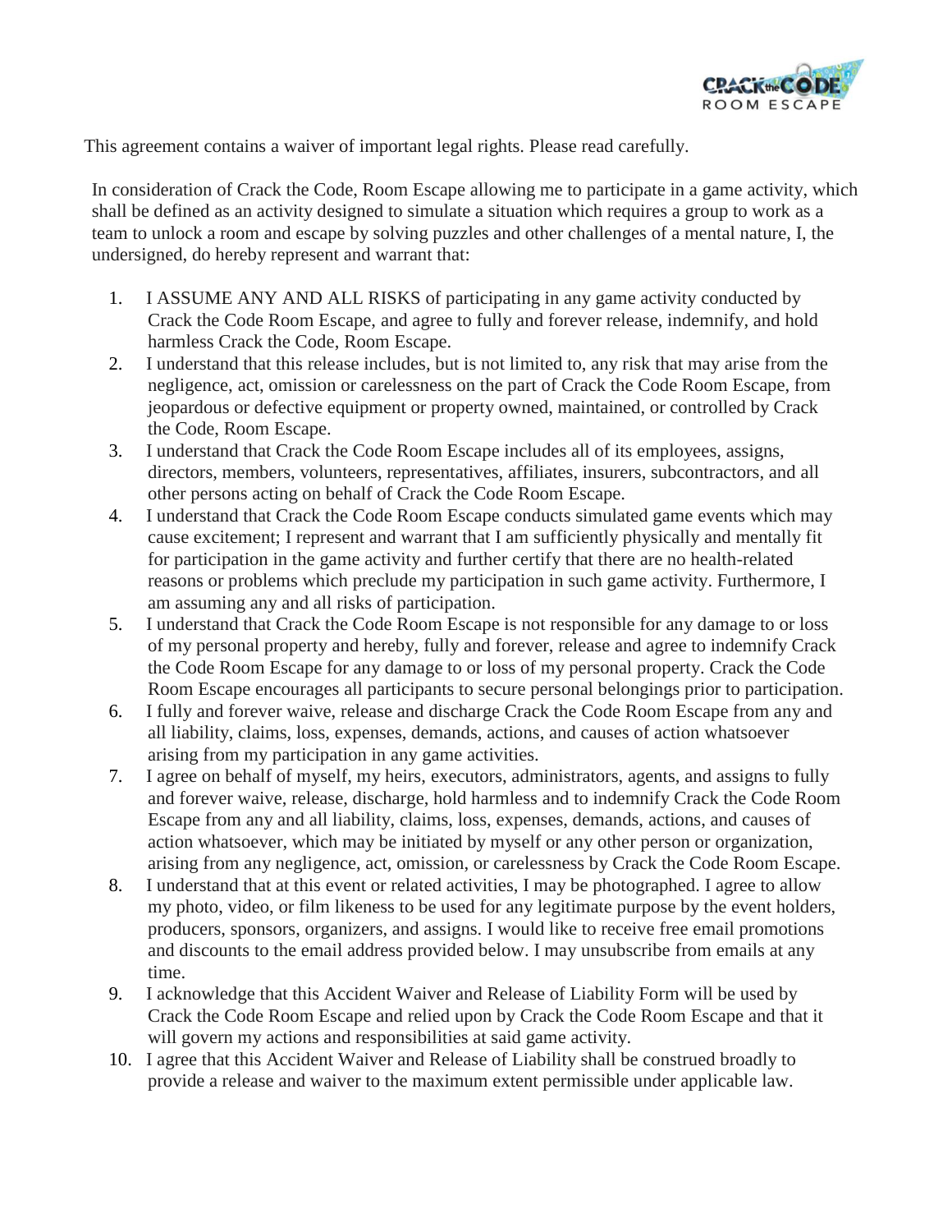This agreement contains a waiver of important legal rights. Please read carefully.

In consideration of Crack the Code, Room Escape allowing me to participate in a game activity, which shall be defined as an activity designed to simulate a situation which requires a group to work as a team to unlock a room and escape by solving puzzles and other challenges of a mental nature, I, the undersigned, do hereby represent and warrant that:

1. I ASSUME ANY AND ALL RISKS of participating in any game activity conducted by Crack the Code Room Escape, and agree to fully and forever release, indemnify, and hold harmless Crack the Code, Room Escape.
2. I understand that this release includes, but is not limited to, any risk that may arise from the negligence, act, omission or carelessness on the part of Crack the Code Room Escape, from jeopardous or defective equipment or property owned, maintained, or controlled by Crack the Code, Room Escape.
3. I understand that Crack the Code Room Escape includes all of its employees, assigns, directors, members, volunteers, representatives, affiliates, insurers, subcontractors, and all other persons acting on behalf of Crack the Code Room Escape.
4. I understand that Crack the Code Room Escape conducts simulated game events which may cause excitement; I represent and warrant that I am sufficiently physically and mentally fit for participation in the game activity and further certify that there are no health-related reasons or problems which preclude my participation in such game activity. Furthermore, I am assuming any and all risks of participation.
5. I understand that Crack the Code Room Escape is not responsible for any damage to or loss of my personal property and hereby, fully and forever, release and agree to indemnify Crack the Code Room Escape for any damage to or loss of my personal property. Crack the Code Room Escape encourages all participants to secure personal belongings prior to participation.
6. I fully and forever waive, release and discharge Crack the Code Room Escape from any and all liability, claims, loss, expenses, demands, actions, and causes of action whatsoever arising from my participation in any game activities.
7. I agree on behalf of myself, my heirs, executors, administrators, agents, and assigns to fully and forever waive, release, discharge, hold harmless and to indemnify Crack the Code Room Escape from any and all liability, claims, loss, expenses, demands, actions, and causes of action whatsoever, which may be initiated by myself or any other person or organization, arising from any negligence, act, omission, or carelessness by Crack the Code Room Escape.
8. I understand that at this event or related activities, I may be photographed. I agree to allow my photo, video, or film likeness to be used for any legitimate purpose by the event holders, producers, sponsors, organizers, and assigns. I would like to receive free email promotions and discounts to the email address provided below. I may unsubscribe from emails at any time.
9. I acknowledge that this Accident Waiver and Release of Liability Form will be used by Crack the Code Room Escape and relied upon by Crack the Code Room Escape and that it will govern my actions and responsibilities at said game activity.
10. I agree that this Accident Waiver and Release of Liability shall be construed broadly to provide a release and waiver to the maximum extent permissible under applicable law.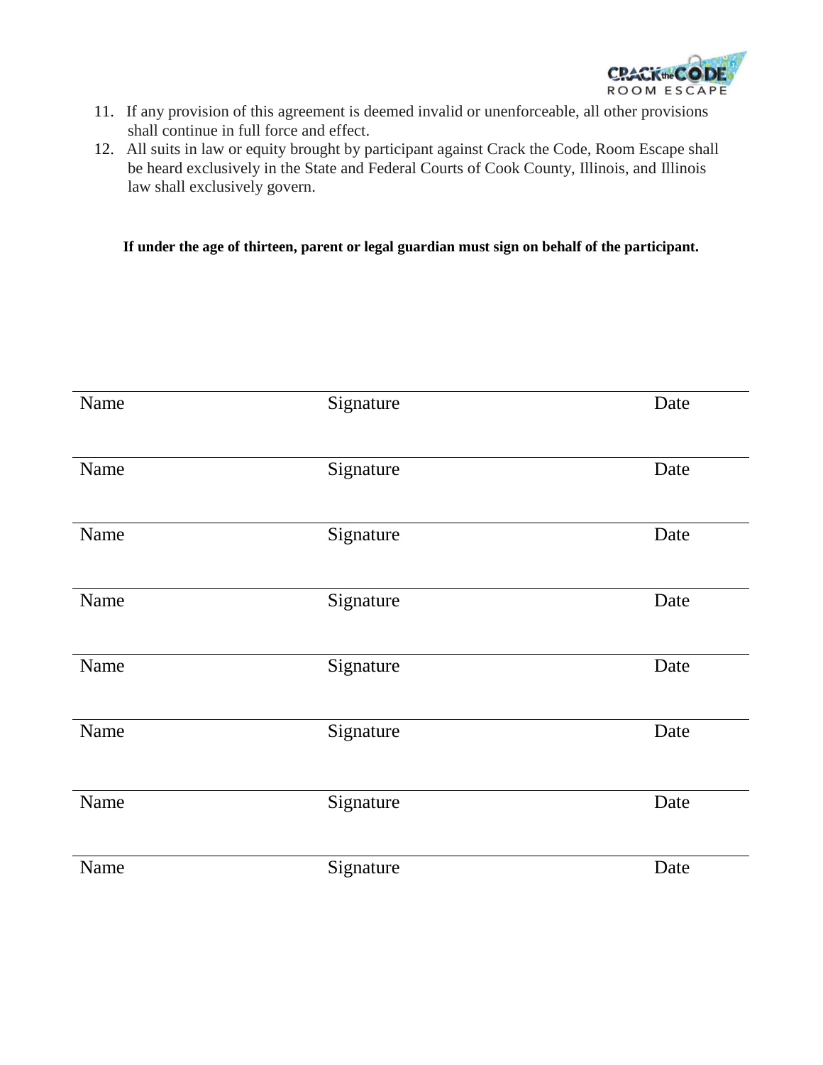11. If any provision of this agreement is deemed invalid or unenforceable, all other provisions shall continue in full force and effect.
12. All suits in law or equity brought by participant against Crack the Code, Room Escape shall be heard exclusively in the State and Federal Courts of Cook County, Illinois, and Illinois law shall exclusively govern.

**If under the age of thirteen, parent or legal guardian must sign on behalf of the participant.**

| Name | Signature | Date |
|---|---|---|
| Name | Signature | Date |
| Name | Signature | Date |
| Name | Signature | Date |
| Name | Signature | Date |
| Name | Signature | Date |
| Name | Signature | Date |
| Name | Signature | Date |